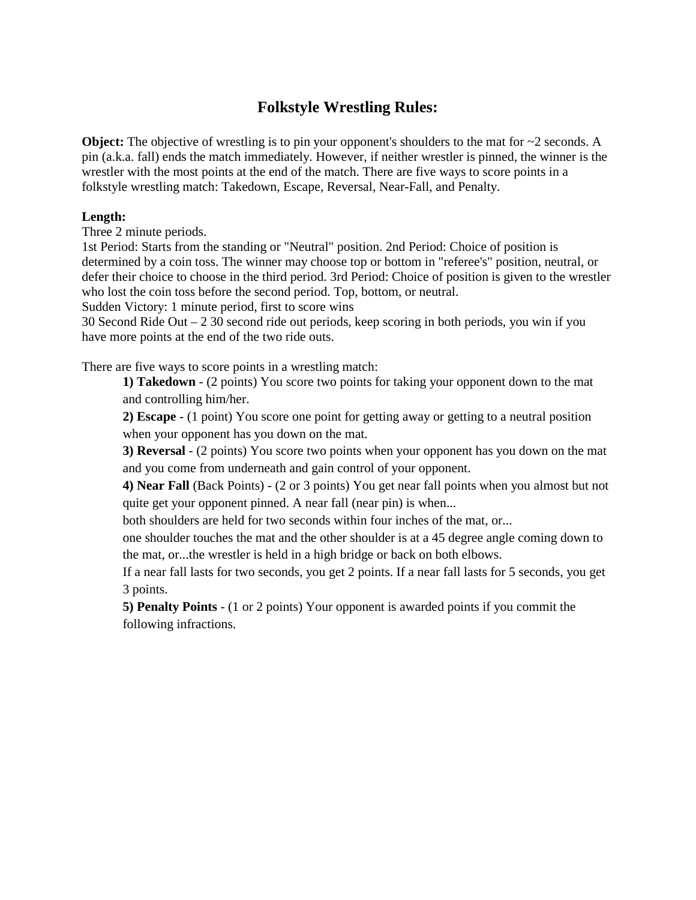# Folkstyle Wrestling Rules:

**Object:** The objective of wrestling is to pin your opponent's shoulders to the mat for ~2 seconds. A pin (a.k.a. fall) ends the match immediately. However, if neither wrestler is pinned, the winner is the wrestler with the most points at the end of the match. There are five ways to score points in a folkstyle wrestling match: Takedown, Escape, Reversal, Near-Fall, and Penalty.

**Length:**
Three 2 minute periods.
1st Period: Starts from the standing or "Neutral" position. 2nd Period: Choice of position is determined by a coin toss. The winner may choose top or bottom in "referee's" position, neutral, or defer their choice to choose in the third period. 3rd Period: Choice of position is given to the wrestler who lost the coin toss before the second period. Top, bottom, or neutral.
Sudden Victory: 1 minute period, first to score wins
30 Second Ride Out – 2 30 second ride out periods, keep scoring in both periods, you win if you have more points at the end of the two ride outs.

There are five ways to score points in a wrestling match:

> **1) Takedown** - (2 points) You score two points for taking your opponent down to the mat and controlling him/her.
>
> **2) Escape** - (1 point) You score one point for getting away or getting to a neutral position when your opponent has you down on the mat.
>
> **3) Reversal** - (2 points) You score two points when your opponent has you down on the mat and you come from underneath and gain control of your opponent.
>
> **4) Near Fall** (Back Points) - (2 or 3 points) You get near fall points when you almost but not quite get your opponent pinned. A near fall (near pin) is when...
> both shoulders are held for two seconds within four inches of the mat, or...
> one shoulder touches the mat and the other shoulder is at a 45 degree angle coming down to the mat, or...the wrestler is held in a high bridge or back on both elbows.
> If a near fall lasts for two seconds, you get 2 points. If a near fall lasts for 5 seconds, you get 3 points.
>
> **5) Penalty Points** - (1 or 2 points) Your opponent is awarded points if you commit the following infractions.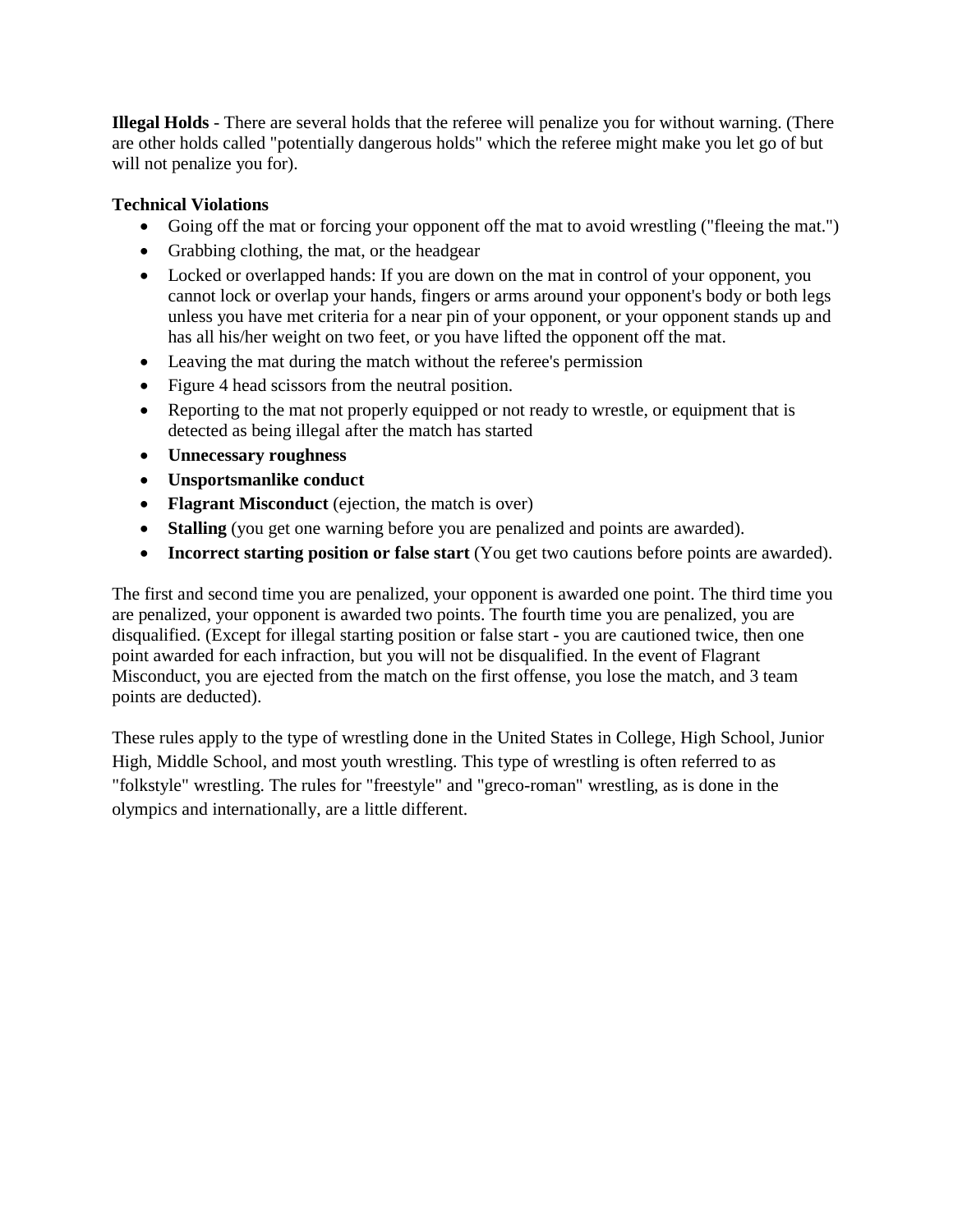**Illegal Holds** - There are several holds that the referee will penalize you for without warning. (There are other holds called "potentially dangerous holds" which the referee might make you let go of but will not penalize you for).

**Technical Violations**

- Going off the mat or forcing your opponent off the mat to avoid wrestling ("fleeing the mat.")
- Grabbing clothing, the mat, or the headgear
- Locked or overlapped hands: If you are down on the mat in control of your opponent, you cannot lock or overlap your hands, fingers or arms around your opponent's body or both legs unless you have met criteria for a near pin of your opponent, or your opponent stands up and has all his/her weight on two feet, or you have lifted the opponent off the mat.
- Leaving the mat during the match without the referee's permission
- Figure 4 head scissors from the neutral position.
- Reporting to the mat not properly equipped or not ready to wrestle, or equipment that is detected as being illegal after the match has started
- **Unnecessary roughness**
- **Unsportsmanlike conduct**
- **Flagrant Misconduct** (ejection, the match is over)
- **Stalling** (you get one warning before you are penalized and points are awarded).
- **Incorrect starting position or false start** (You get two cautions before points are awarded).

The first and second time you are penalized, your opponent is awarded one point. The third time you are penalized, your opponent is awarded two points. The fourth time you are penalized, you are disqualified. (Except for illegal starting position or false start - you are cautioned twice, then one point awarded for each infraction, but you will not be disqualified. In the event of Flagrant Misconduct, you are ejected from the match on the first offense, you lose the match, and 3 team points are deducted).

These rules apply to the type of wrestling done in the United States in College, High School, Junior High, Middle School, and most youth wrestling. This type of wrestling is often referred to as "folkstyle" wrestling. The rules for "freestyle" and "greco-roman" wrestling, as is done in the olympics and internationally, are a little different.